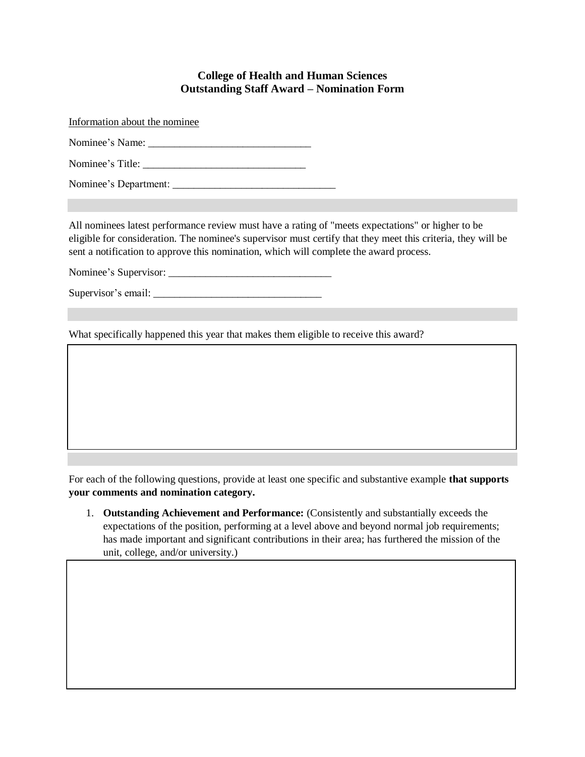**College of Health and Human Sciences**
**Outstanding Staff Award – Nomination Form**

Information about the nominee

Nominee's Name: ______________________________

Nominee's Title: ______________________________

Nominee's Department: ______________________________

All nominees latest performance review must have a rating of "meets expectations" or higher to be eligible for consideration. The nominee's supervisor must certify that they meet this criteria, they will be sent a notification to approve this nomination, which will complete the award process.

Nominee's Supervisor: ______________________________

Supervisor's email: ______________________________

What specifically happened this year that makes them eligible to receive this award?

For each of the following questions, provide at least one specific and substantive example **that supports your comments and nomination category.**

1. **Outstanding Achievement and Performance:** (Consistently and substantially exceeds the expectations of the position, performing at a level above and beyond normal job requirements; has made important and significant contributions in their area; has furthered the mission of the unit, college, and/or university.)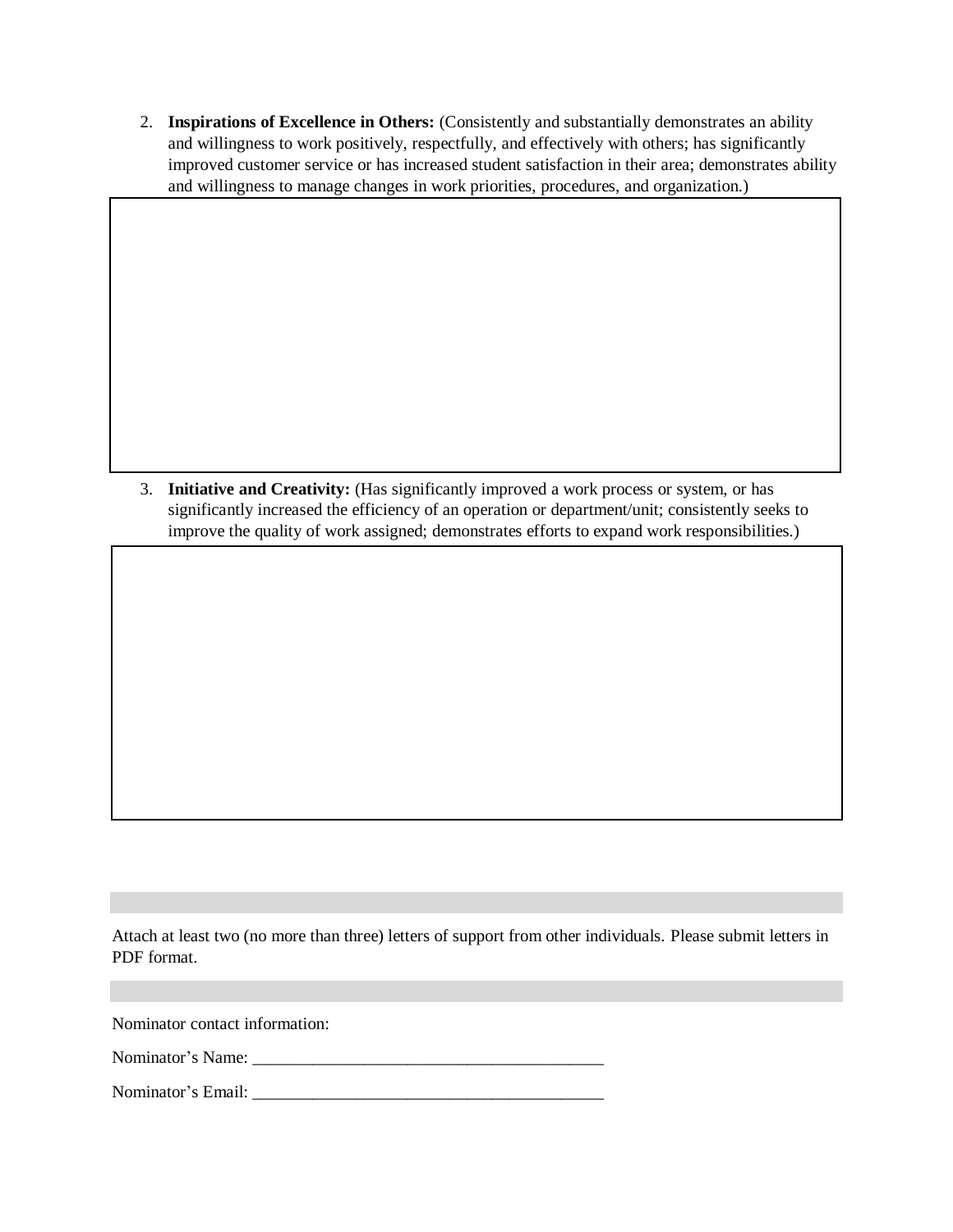2. **Inspirations of Excellence in Others:** (Consistently and substantially demonstrates an ability and willingness to work positively, respectfully, and effectively with others; has significantly improved customer service or has increased student satisfaction in their area; demonstrates ability and willingness to manage changes in work priorities, procedures, and organization.)

3. **Initiative and Creativity:** (Has significantly improved a work process or system, or has significantly increased the efficiency of an operation or department/unit; consistently seeks to improve the quality of work assigned; demonstrates efforts to expand work responsibilities.)

Attach at least two (no more than three) letters of support from other individuals. Please submit letters in PDF format.

Nominator contact information:

Nominator's Name: ________________________________________

Nominator's Email: ________________________________________